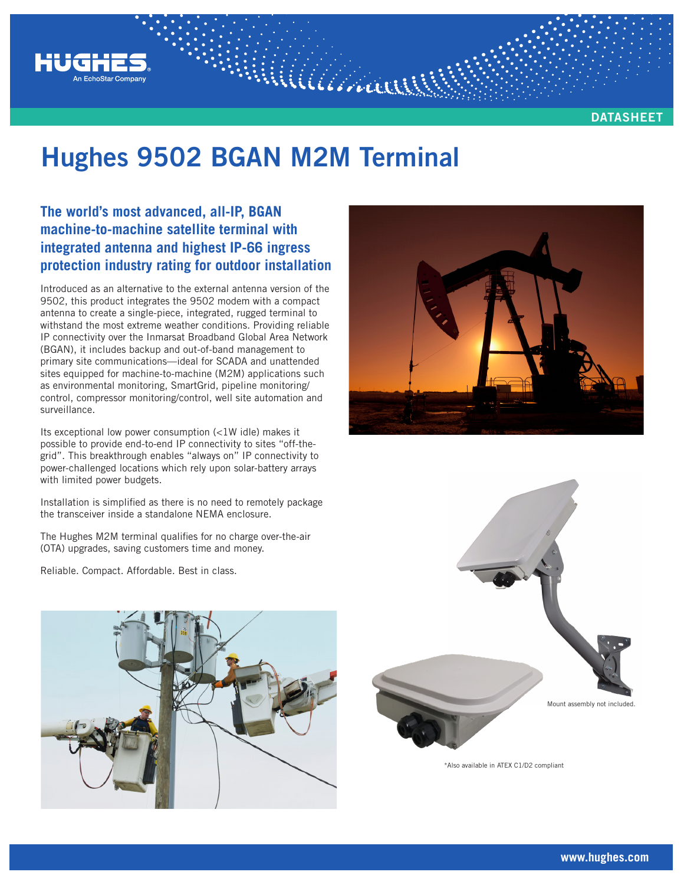DATASHEET

# Hughes 9502 BGAN M2M Terminal

## The world's most advanced, all-IP, BGAN machine-to-machine satellite terminal with integrated antenna and highest IP-66 ingress protection industry rating for outdoor installation

Introduced as an alternative to the external antenna version of the 9502, this product integrates the 9502 modem with a compact antenna to create a single-piece, integrated, rugged terminal to withstand the most extreme weather conditions. Providing reliable IP connectivity over the Inmarsat Broadband Global Area Network (BGAN), it includes backup and out-of-band management to primary site communications—ideal for SCADA and unattended sites equipped for machine-to-machine (M2M) applications such as environmental monitoring, SmartGrid, pipeline monitoring/control, compressor monitoring/control, well site automation and surveillance.

Its exceptional low power consumption (<1W idle) makes it possible to provide end-to-end IP connectivity to sites "off-the-grid". This breakthrough enables "always on" IP connectivity to power-challenged locations which rely upon solar-battery arrays with limited power budgets.

Installation is simplified as there is no need to remotely package the transceiver inside a standalone NEMA enclosure.

The Hughes M2M terminal qualifies for no charge over-the-air (OTA) upgrades, saving customers time and money.

Reliable. Compact. Affordable. Best in class.

Mount assembly not included.

*Also available in ATEX C1/D2 compliant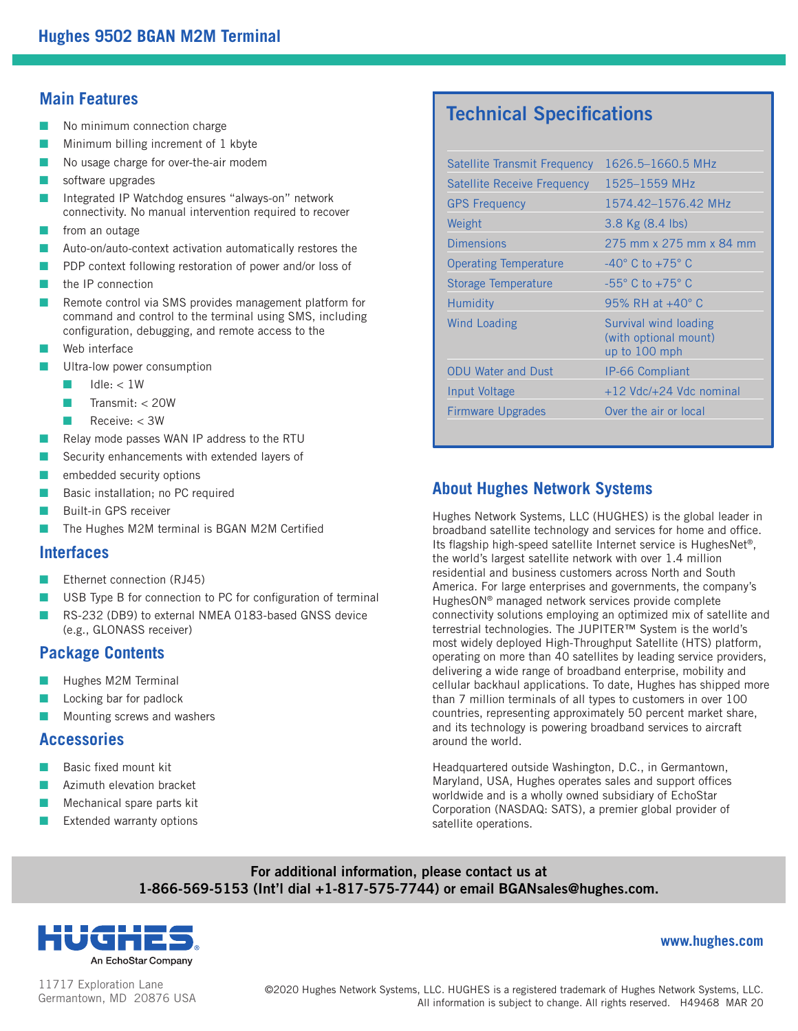# Hughes 9502 BGAN M2M Terminal

## Main Features

- No minimum connection charge
- Minimum billing increment of 1 kbyte
- No usage charge for over-the-air modem
- software upgrades
- Integrated IP Watchdog ensures "always-on" network connectivity. No manual intervention required to recover
- from an outage
- Auto-on/auto-context activation automatically restores the
- PDP context following restoration of power and/or loss of
- the IP connection
- Remote control via SMS provides management platform for command and control to the terminal using SMS, including configuration, debugging, and remote access to the
- Web interface
- Ultra-low power consumption
  - Idle: < 1W
  - Transmit: < 20W
  - Receive: < 3W
- Relay mode passes WAN IP address to the RTU
- Security enhancements with extended layers of
- embedded security options
- Basic installation; no PC required
- Built-in GPS receiver
- The Hughes M2M terminal is BGAN M2M Certified

## Interfaces

- Ethernet connection (RJ45)
- USB Type B for connection to PC for configuration of terminal
- RS-232 (DB9) to external NMEA 0183-based GNSS device (e.g., GLONASS receiver)

## Package Contents

- Hughes M2M Terminal
- Locking bar for padlock
- Mounting screws and washers

## Accessories

- Basic fixed mount kit
- Azimuth elevation bracket
- Mechanical spare parts kit
- Extended warranty options

## Technical Specifications

| | |
|---|---|
| Satellite Transmit Frequency | 1626.5–1660.5 MHz |
| Satellite Receive Frequency | 1525–1559 MHz |
| GPS Frequency | 1574.42–1576.42 MHz |
| Weight | 3.8 Kg (8.4 lbs) |
| Dimensions | 275 mm x 275 mm x 84 mm |
| Operating Temperature | -40° C to +75° C |
| Storage Temperature | -55° C to +75° C |
| Humidity | 95% RH at +40° C |
| Wind Loading | Survival wind loading (with optional mount) up to 100 mph |
| ODU Water and Dust | IP-66 Compliant |
| Input Voltage | +12 Vdc/+24 Vdc nominal |
| Firmware Upgrades | Over the air or local |

## About Hughes Network Systems

Hughes Network Systems, LLC (HUGHES) is the global leader in broadband satellite technology and services for home and office. Its flagship high-speed satellite Internet service is HughesNet®, the world's largest satellite network with over 1.4 million residential and business customers across North and South America. For large enterprises and governments, the company's HughesON® managed network services provide complete connectivity solutions employing an optimized mix of satellite and terrestrial technologies. The JUPITER™ System is the world's most widely deployed High-Throughput Satellite (HTS) platform, operating on more than 40 satellites by leading service providers, delivering a wide range of broadband enterprise, mobility and cellular backhaul applications. To date, Hughes has shipped more than 7 million terminals of all types to customers in over 100 countries, representing approximately 50 percent market share, and its technology is powering broadband services to aircraft around the world.

Headquartered outside Washington, D.C., in Germantown, Maryland, USA, Hughes operates sales and support offices worldwide and is a wholly owned subsidiary of EchoStar Corporation (NASDAQ: SATS), a premier global provider of satellite operations.

**For additional information, please contact us at 1-866-569-5153 (Int'l dial +1-817-575-7744) or email BGANsales@hughes.com.**

HUGHES
An EchoStar Company

www.hughes.com

11717 Exploration Lane
Germantown, MD 20876 USA

©2020 Hughes Network Systems, LLC. HUGHES is a registered trademark of Hughes Network Systems, LLC. All information is subject to change. All rights reserved. H49468 MAR 20